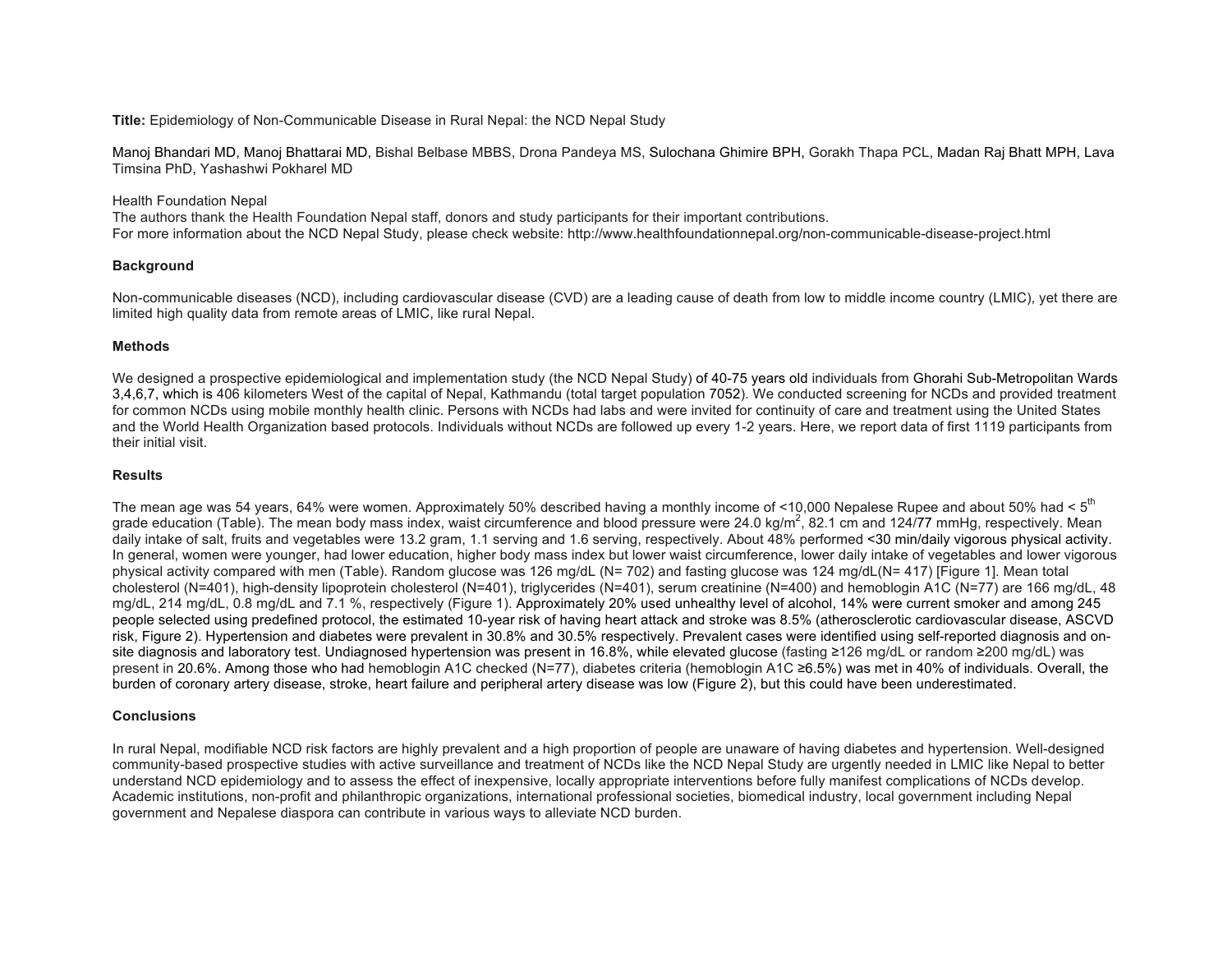**Title:** Epidemiology of Non-Communicable Disease in Rural Nepal: the NCD Nepal Study

Manoj Bhandari MD, Manoj Bhattarai MD, Bishal Belbase MBBS, Drona Pandeya MS, Sulochana Ghimire BPH, Gorakh Thapa PCL, Madan Raj Bhatt MPH, Lava Timsina PhD, Yashashwi Pokharel MD

Health Foundation Nepal
The authors thank the Health Foundation Nepal staff, donors and study participants for their important contributions.
For more information about the NCD Nepal Study, please check website: http://www.healthfoundationnepal.org/non-communicable-disease-project.html

**Background**

Non-communicable diseases (NCD), including cardiovascular disease (CVD) are a leading cause of death from low to middle income country (LMIC), yet there are limited high quality data from remote areas of LMIC, like rural Nepal.

**Methods**

We designed a prospective epidemiological and implementation study (the NCD Nepal Study) of 40-75 years old individuals from Ghorahi Sub-Metropolitan Wards 3,4,6,7, which is 406 kilometers West of the capital of Nepal, Kathmandu (total target population 7052). We conducted screening for NCDs and provided treatment for common NCDs using mobile monthly health clinic. Persons with NCDs had labs and were invited for continuity of care and treatment using the United States and the World Health Organization based protocols. Individuals without NCDs are followed up every 1-2 years. Here, we report data of first 1119 participants from their initial visit.

**Results**

The mean age was 54 years, 64% were women. Approximately 50% described having a monthly income of <10,000 Nepalese Rupee and about 50% had < 5th grade education (Table). The mean body mass index, waist circumference and blood pressure were 24.0 kg/m$^2$, 82.1 cm and 124/77 mmHg, respectively. Mean daily intake of salt, fruits and vegetables were 13.2 gram, 1.1 serving and 1.6 serving, respectively. About 48% performed <30 min/daily vigorous physical activity. In general, women were younger, had lower education, higher body mass index but lower waist circumference, lower daily intake of vegetables and lower vigorous physical activity compared with men (Table). Random glucose was 126 mg/dL (N= 702) and fasting glucose was 124 mg/dL(N= 417) [Figure 1]. Mean total cholesterol (N=401), high-density lipoprotein cholesterol (N=401), triglycerides (N=401), serum creatinine (N=400) and hemoblogin A1C (N=77) are 166 mg/dL, 48 mg/dL, 214 mg/dL, 0.8 mg/dL and 7.1 %, respectively (Figure 1). Approximately 20% used unhealthy level of alcohol, 14% were current smoker and among 245 people selected using predefined protocol, the estimated 10-year risk of having heart attack and stroke was 8.5% (atherosclerotic cardiovascular disease, ASCVD risk, Figure 2). Hypertension and diabetes were prevalent in 30.8% and 30.5% respectively. Prevalent cases were identified using self-reported diagnosis and on-site diagnosis and laboratory test. Undiagnosed hypertension was present in 16.8%, while elevated glucose (fasting ≥126 mg/dL or random ≥200 mg/dL) was present in 20.6%. Among those who had hemoblogin A1C checked (N=77), diabetes criteria (hemoblogin A1C ≥6.5%) was met in 40% of individuals. Overall, the burden of coronary artery disease, stroke, heart failure and peripheral artery disease was low (Figure 2), but this could have been underestimated.

**Conclusions**

In rural Nepal, modifiable NCD risk factors are highly prevalent and a high proportion of people are unaware of having diabetes and hypertension. Well-designed community-based prospective studies with active surveillance and treatment of NCDs like the NCD Nepal Study are urgently needed in LMIC like Nepal to better understand NCD epidemiology and to assess the effect of inexpensive, locally appropriate interventions before fully manifest complications of NCDs develop. Academic institutions, non-profit and philanthropic organizations, international professional societies, biomedical industry, local government including Nepal government and Nepalese diaspora can contribute in various ways to alleviate NCD burden.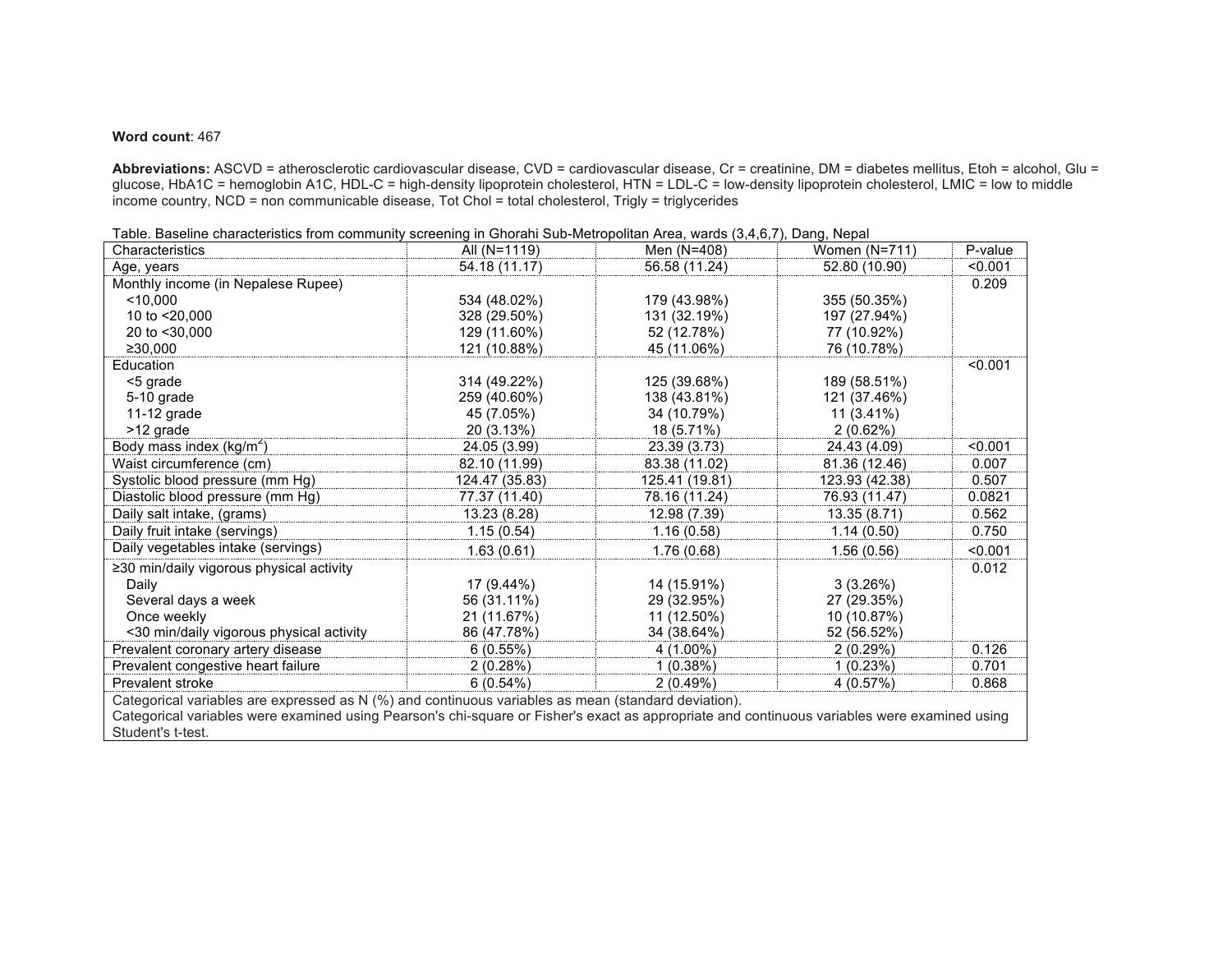**Word count**: 467

**Abbreviations:** ASCVD = atherosclerotic cardiovascular disease, CVD = cardiovascular disease, Cr = creatinine, DM = diabetes mellitus, Etoh = alcohol, Glu = glucose, HbA1C = hemoglobin A1C, HDL-C = high-density lipoprotein cholesterol, HTN = LDL-C = low-density lipoprotein cholesterol, LMIC = low to middle income country, NCD = non communicable disease, Tot Chol = total cholesterol, Trigly = triglycerides

Table. Baseline characteristics from community screening in Ghorahi Sub-Metropolitan Area, wards (3,4,6,7), Dang, Nepal

| Characteristics | All (N=1119) | Men (N=408) | Women (N=711) | P-value |
|---|---|---|---|---|
| Age, years | 54.18 (11.17) | 56.58 (11.24) | 52.80 (10.90) | <0.001 |
| Monthly income (in Nepalese Rupee) | | | | 0.209 |
| <10,000 | 534 (48.02%) | 179 (43.98%) | 355 (50.35%) | |
| 10 to <20,000 | 328 (29.50%) | 131 (32.19%) | 197 (27.94%) | |
| 20 to <30,000 | 129 (11.60%) | 52 (12.78%) | 77 (10.92%) | |
| ≥30,000 | 121 (10.88%) | 45 (11.06%) | 76 (10.78%) | |
| Education | | | | <0.001 |
| <5 grade | 314 (49.22%) | 125 (39.68%) | 189 (58.51%) | |
| 5-10 grade | 259 (40.60%) | 138 (43.81%) | 121 (37.46%) | |
| 11-12 grade | 45 (7.05%) | 34 (10.79%) | 11 (3.41%) | |
| >12 grade | 20 (3.13%) | 18 (5.71%) | 2 (0.62%) | |
| Body mass index ($kg/m^2$) | 24.05 (3.99) | 23.39 (3.73) | 24.43 (4.09) | <0.001 |
| Waist circumference (cm) | 82.10 (11.99) | 83.38 (11.02) | 81.36 (12.46) | 0.007 |
| Systolic blood pressure (mm Hg) | 124.47 (35.83) | 125.41 (19.81) | 123.93 (42.38) | 0.507 |
| Diastolic blood pressure (mm Hg) | 77.37 (11.40) | 78.16 (11.24) | 76.93 (11.47) | 0.0821 |
| Daily salt intake, (grams) | 13.23 (8.28) | 12.98 (7.39) | 13.35 (8.71) | 0.562 |
| Daily fruit intake (servings) | 1.15 (0.54) | 1.16 (0.58) | 1.14 (0.50) | 0.750 |
| Daily vegetables intake (servings) | 1.63 (0.61) | 1.76 (0.68) | 1.56 (0.56) | <0.001 |
| ≥30 min/daily vigorous physical activity | | | | 0.012 |
| Daily | 17 (9.44%) | 14 (15.91%) | 3 (3.26%) | |
| Several days a week | 56 (31.11%) | 29 (32.95%) | 27 (29.35%) | |
| Once weekly | 21 (11.67%) | 11 (12.50%) | 10 (10.87%) | |
| <30 min/daily vigorous physical activity | 86 (47.78%) | 34 (38.64%) | 52 (56.52%) | |
| Prevalent coronary artery disease | 6 (0.55%) | 4 (1.00%) | 2 (0.29%) | 0.126 |
| Prevalent congestive heart failure | 2 (0.28%) | 1 (0.38%) | 1 (0.23%) | 0.701 |
| Prevalent stroke | 6 (0.54%) | 2 (0.49%) | 4 (0.57%) | 0.868 |

Categorical variables are expressed as N (%) and continuous variables as mean (standard deviation).
Categorical variables were examined using Pearson's chi-square or Fisher's exact as appropriate and continuous variables were examined using Student's t-test.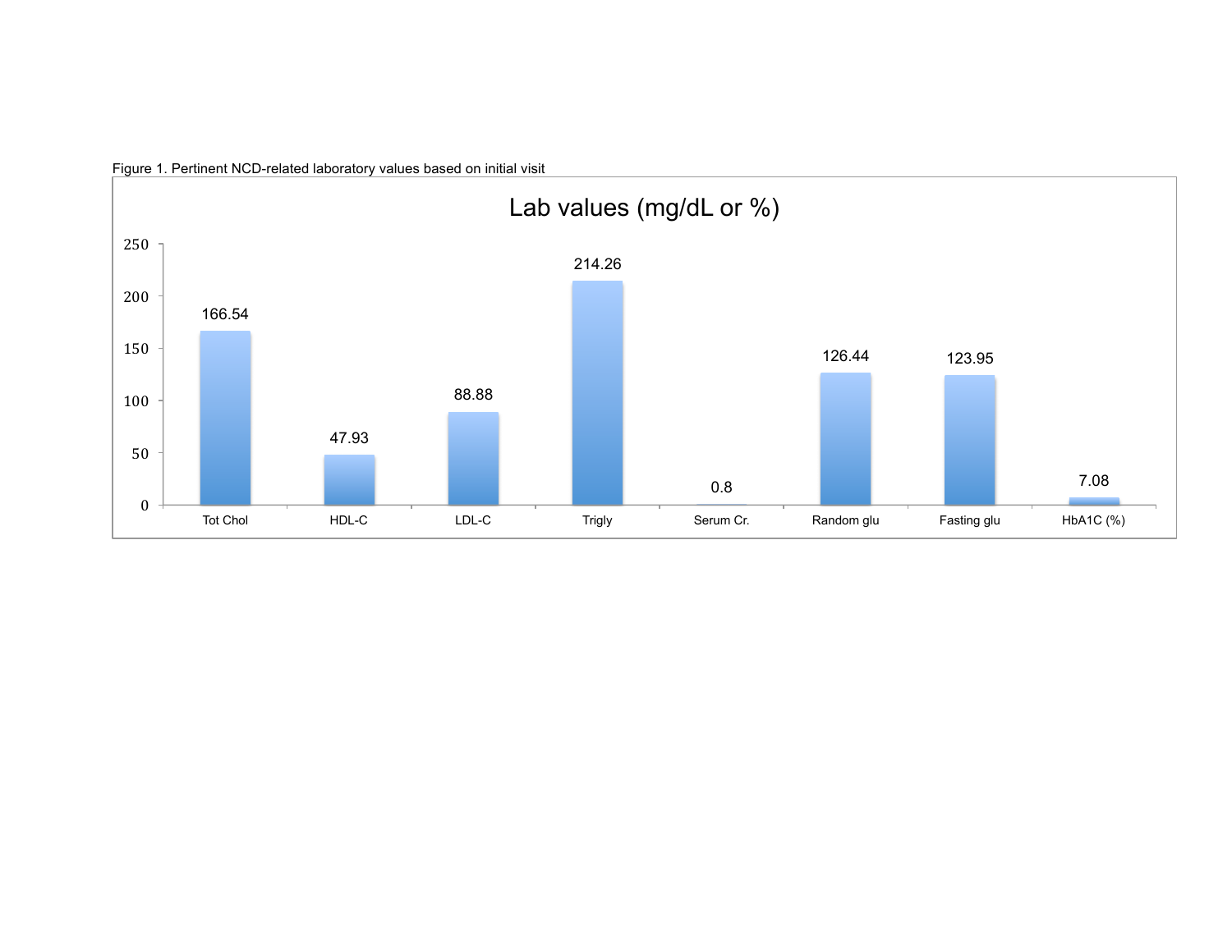Figure 1. Pertinent NCD-related laboratory values based on initial visit

**Lab values (mg/dL or %)**

| Tot Chol | HDL-C | LDL-C | Trigly | Serum Cr. | Random glu | Fasting glu | HbA1C (%) |
|---|---|---|---|---|---|---|---|
| 166.54 | 47.93 | 88.88 | 214.26 | 0.8 | 126.44 | 123.95 | 7.08 |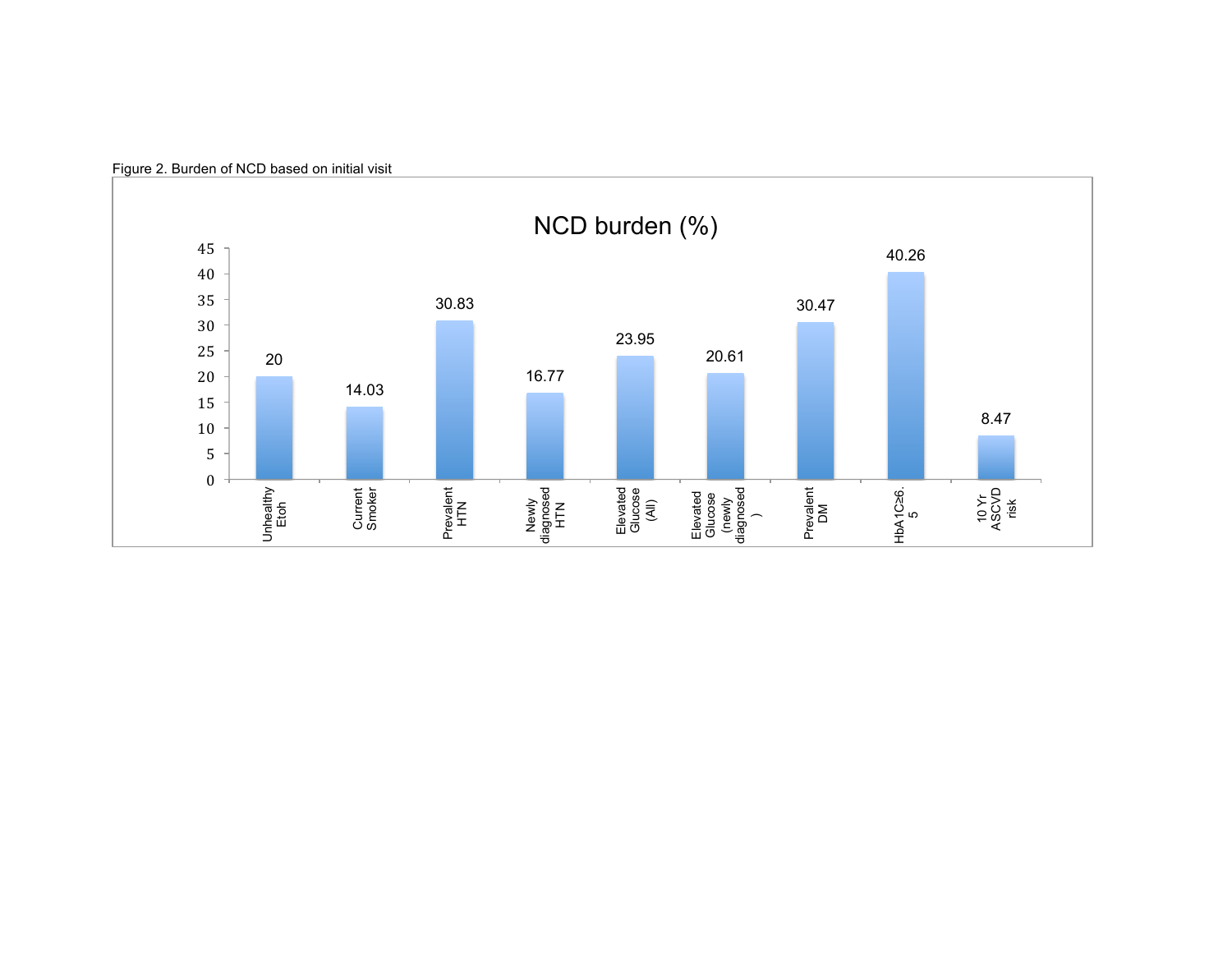Figure 2. Burden of NCD based on initial visit

NCD burden (%)

45
40
35
30
25
20
15
10
5
0

20
14.03
30.83
16.77
23.95
20.61
30.47
40.26
8.47

Unhealthy Etoh
Current Smoker
Prevalent HTN
Newly diagnosed HTN
Elevated Glucose (All)
Elevated Glucose (newly diagnosed)
Prevalent DM
HbA1C≥6.5
10 Yr ASCVD risk